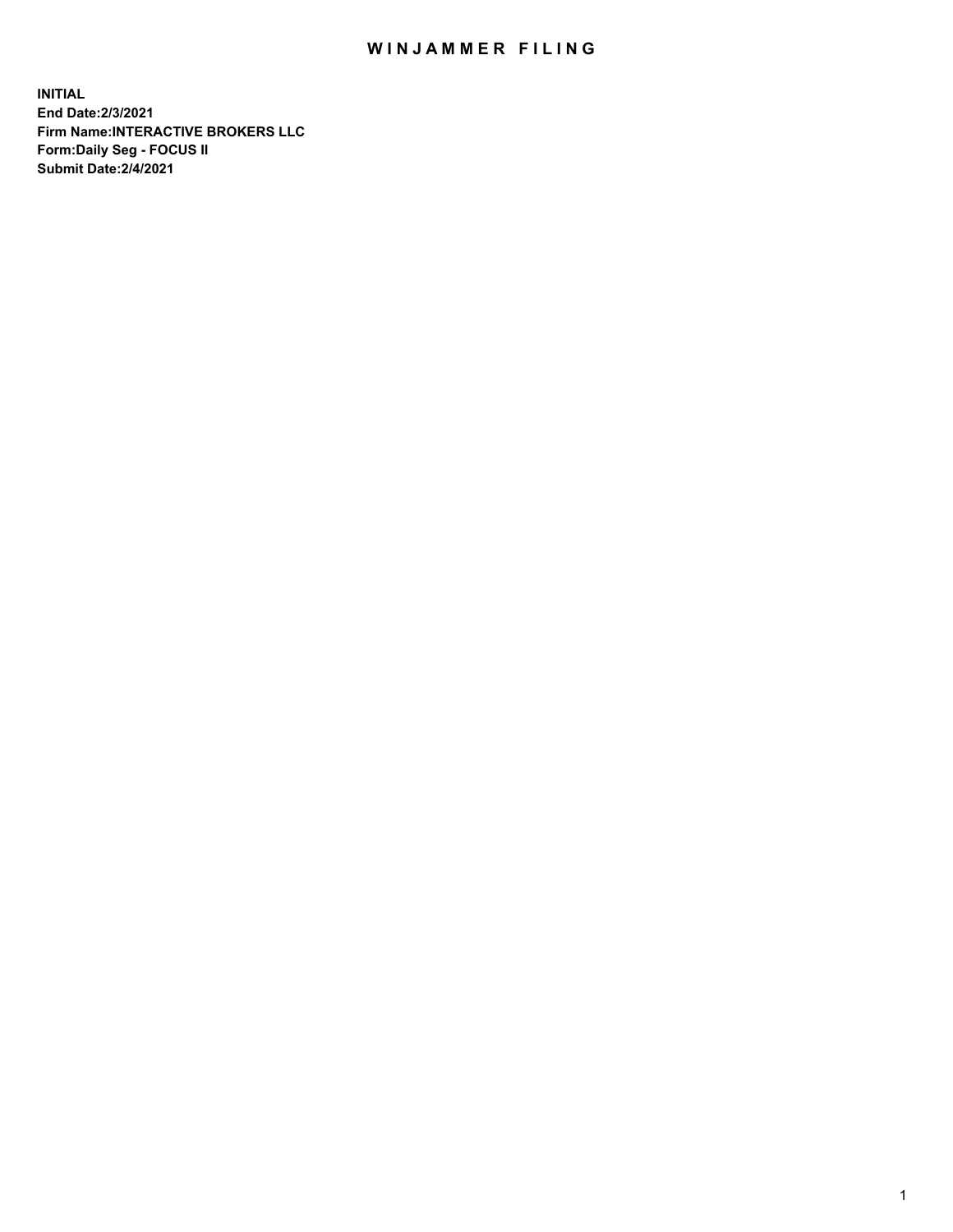# WINJAMMER FILING

**INITIAL**
**End Date:2/3/2021**
**Firm Name:INTERACTIVE BROKERS LLC**
**Form:Daily Seg - FOCUS II**
**Submit Date:2/4/2021**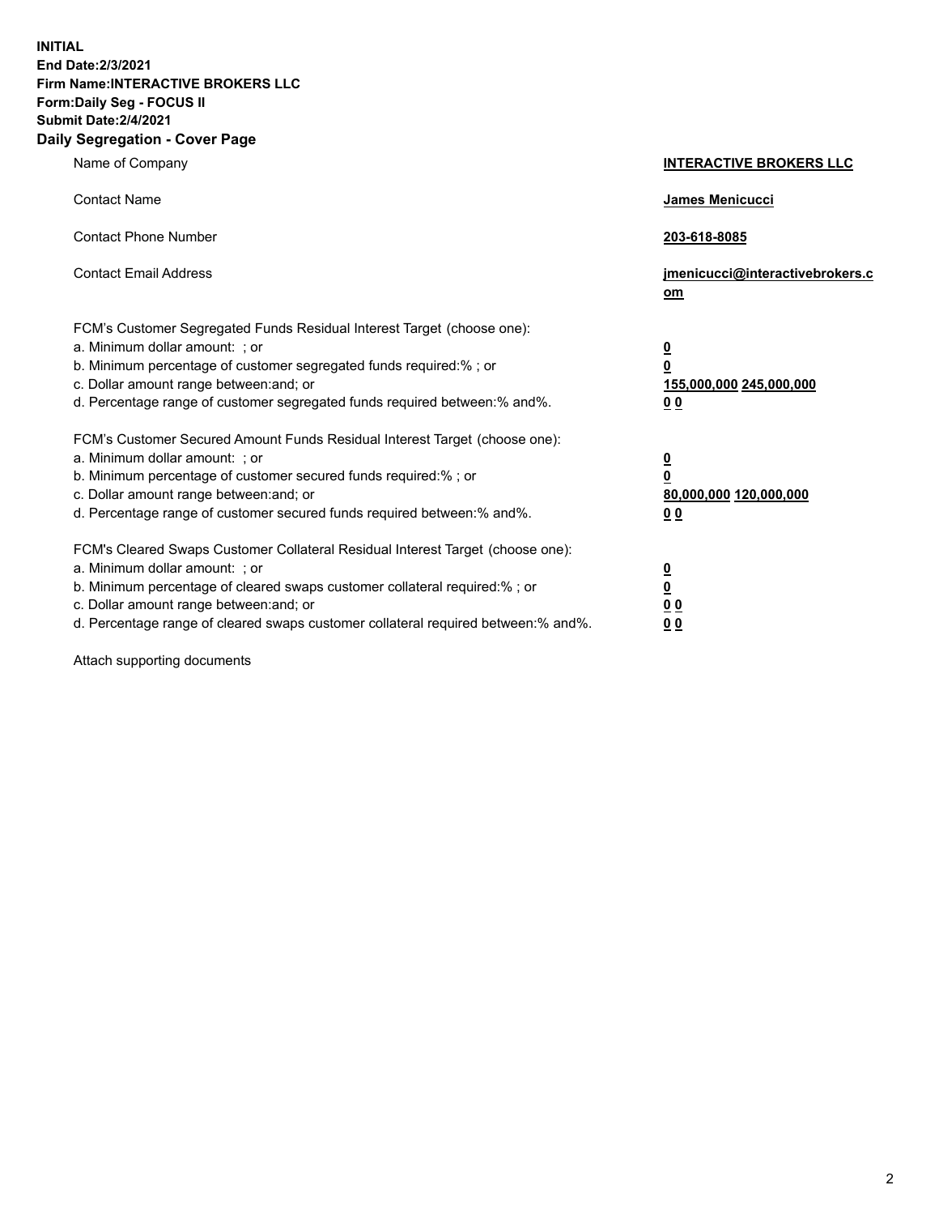**INITIAL**
**End Date:2/3/2021**
**Firm Name:INTERACTIVE BROKERS LLC**
**Form:Daily Seg - FOCUS II**
**Submit Date:2/4/2021**

## Daily Segregation - Cover Page

| | |
|---|---|
| Name of Company | **INTERACTIVE BROKERS LLC** |
| Contact Name | **James Menicucci** |
| Contact Phone Number | **203-618-8085** |
| Contact Email Address | **jmenicucci@interactivebrokers.com** |

FCM's Customer Segregated Funds Residual Interest Target (choose one):

| | |
|---|---|
| a. Minimum dollar amount: ; or | **0** |
| b. Minimum percentage of customer segregated funds required:% ; or | **0** |
| c. Dollar amount range between:and; or | **155,000,000 245,000,000** |
| d. Percentage range of customer segregated funds required between:% and%. | **0 0** |

FCM's Customer Secured Amount Funds Residual Interest Target (choose one):

| | |
|---|---|
| a. Minimum dollar amount: ; or | **0** |
| b. Minimum percentage of customer secured funds required:% ; or | **0** |
| c. Dollar amount range between:and; or | **80,000,000 120,000,000** |
| d. Percentage range of customer secured funds required between:% and%. | **0 0** |

FCM's Cleared Swaps Customer Collateral Residual Interest Target (choose one):

| | |
|---|---|
| a. Minimum dollar amount: ; or | **0** |
| b. Minimum percentage of cleared swaps customer collateral required:% ; or | **0** |
| c. Dollar amount range between:and; or | **0 0** |
| d. Percentage range of cleared swaps customer collateral required between:% and%. | **0 0** |

Attach supporting documents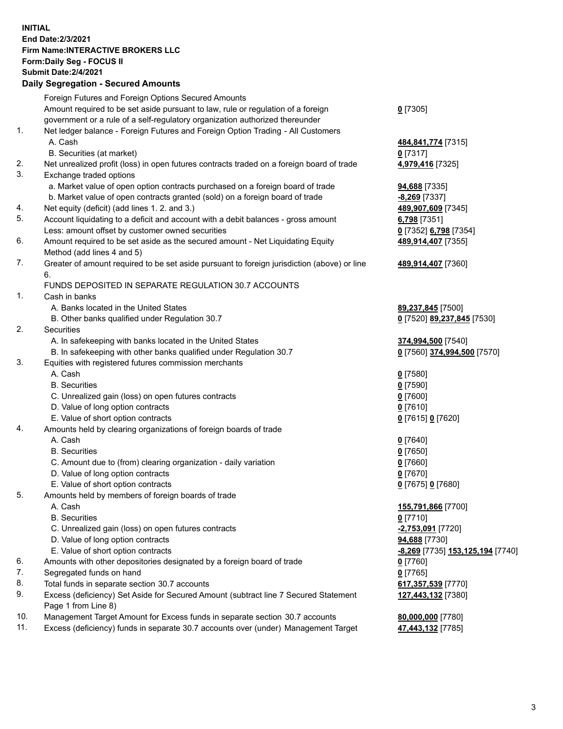**INITIAL**
**End Date:2/3/2021**
**Firm Name:INTERACTIVE BROKERS LLC**
**Form:Daily Seg - FOCUS II**
**Submit Date:2/4/2021**

**Daily Segregation - Secured Amounts**

| | | |
|---|---|---|
| | Foreign Futures and Foreign Options Secured Amounts | |
| | Amount required to be set aside pursuant to law, rule or regulation of a foreign government or a rule of a self-regulatory organization authorized thereunder | **0** [7305] |
| 1. | Net ledger balance - Foreign Futures and Foreign Option Trading - All Customers | |
| | A. Cash | **484,841,774** [7315] |
| | B. Securities (at market) | **0** [7317] |
| 2. | Net unrealized profit (loss) in open futures contracts traded on a foreign board of trade | **4,979,416** [7325] |
| 3. | Exchange traded options | |
| | a. Market value of open option contracts purchased on a foreign board of trade | **94,688** [7335] |
| | b. Market value of open contracts granted (sold) on a foreign board of trade | **-8,269** [7337] |
| 4. | Net equity (deficit) (add lines 1. 2. and 3.) | **489,907,609** [7345] |
| 5. | Account liquidating to a deficit and account with a debit balances - gross amount | **6,798** [7351] |
| | Less: amount offset by customer owned securities | **0** [7352] **6,798** [7354] |
| 6. | Amount required to be set aside as the secured amount - Net Liquidating Equity Method (add lines 4 and 5) | **489,914,407** [7355] |
| 7. | Greater of amount required to be set aside pursuant to foreign jurisdiction (above) or line 6. | **489,914,407** [7360] |
| | FUNDS DEPOSITED IN SEPARATE REGULATION 30.7 ACCOUNTS | |
| 1. | Cash in banks | |
| | A. Banks located in the United States | **89,237,845** [7500] |
| | B. Other banks qualified under Regulation 30.7 | **0** [7520] **89,237,845** [7530] |
| 2. | Securities | |
| | A. In safekeeping with banks located in the United States | **374,994,500** [7540] |
| | B. In safekeeping with other banks qualified under Regulation 30.7 | **0** [7560] **374,994,500** [7570] |
| 3. | Equities with registered futures commission merchants | |
| | A. Cash | **0** [7580] |
| | B. Securities | **0** [7590] |
| | C. Unrealized gain (loss) on open futures contracts | **0** [7600] |
| | D. Value of long option contracts | **0** [7610] |
| | E. Value of short option contracts | **0** [7615] **0** [7620] |
| 4. | Amounts held by clearing organizations of foreign boards of trade | |
| | A. Cash | **0** [7640] |
| | B. Securities | **0** [7650] |
| | C. Amount due to (from) clearing organization - daily variation | **0** [7660] |
| | D. Value of long option contracts | **0** [7670] |
| | E. Value of short option contracts | **0** [7675] **0** [7680] |
| 5. | Amounts held by members of foreign boards of trade | |
| | A. Cash | **155,791,866** [7700] |
| | B. Securities | **0** [7710] |
| | C. Unrealized gain (loss) on open futures contracts | **-2,753,091** [7720] |
| | D. Value of long option contracts | **94,688** [7730] |
| | E. Value of short option contracts | **-8,269** [7735] **153,125,194** [7740] |
| 6. | Amounts with other depositories designated by a foreign board of trade | **0** [7760] |
| 7. | Segregated funds on hand | **0** [7765] |
| 8. | Total funds in separate section 30.7 accounts | **617,357,539** [7770] |
| 9. | Excess (deficiency) Set Aside for Secured Amount (subtract line 7 Secured Statement Page 1 from Line 8) | **127,443,132** [7380] |
| 10. | Management Target Amount for Excess funds in separate section 30.7 accounts | **80,000,000** [7780] |
| 11. | Excess (deficiency) funds in separate 30.7 accounts over (under) Management Target | **47,443,132** [7785] |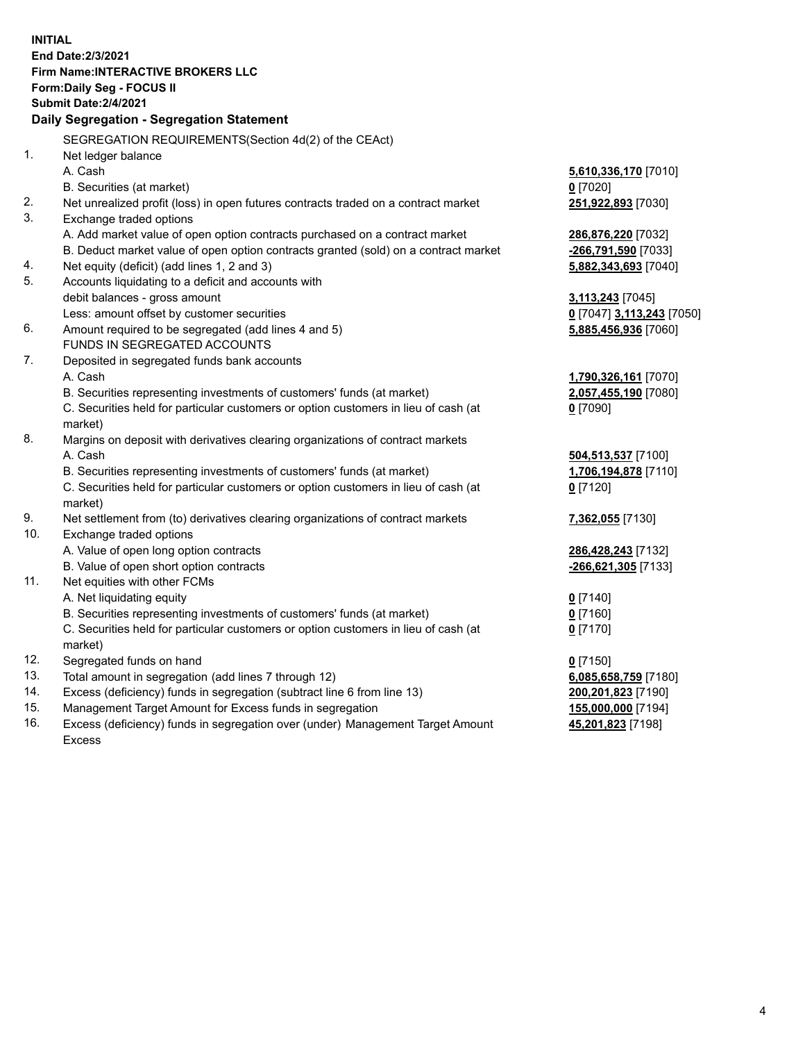**INITIAL**
**End Date:2/3/2021**
**Firm Name:INTERACTIVE BROKERS LLC**
**Form:Daily Seg - FOCUS II**
**Submit Date:2/4/2021**

**Daily Segregation - Segregation Statement**

| | SEGREGATION REQUIREMENTS(Section 4d(2) of the CEAct) | |
|---|---|---|
| 1. | Net ledger balance | |
| | A. Cash | **5,610,336,170** [7010] |
| | B. Securities (at market) | **0** [7020] |
| 2. | Net unrealized profit (loss) in open futures contracts traded on a contract market | **251,922,893** [7030] |
| 3. | Exchange traded options | |
| | A. Add market value of open option contracts purchased on a contract market | **286,876,220** [7032] |
| | B. Deduct market value of open option contracts granted (sold) on a contract market | **-266,791,590** [7033] |
| 4. | Net equity (deficit) (add lines 1, 2 and 3) | **5,882,343,693** [7040] |
| 5. | Accounts liquidating to a deficit and accounts with debit balances - gross amount | **3,113,243** [7045] |
| | Less: amount offset by customer securities | **0** [7047] **3,113,243** [7050] |
| 6. | Amount required to be segregated (add lines 4 and 5) | **5,885,456,936** [7060] |
| | FUNDS IN SEGREGATED ACCOUNTS | |
| 7. | Deposited in segregated funds bank accounts | |
| | A. Cash | **1,790,326,161** [7070] |
| | B. Securities representing investments of customers' funds (at market) | **2,057,455,190** [7080] |
| | C. Securities held for particular customers or option customers in lieu of cash (at market) | **0** [7090] |
| 8. | Margins on deposit with derivatives clearing organizations of contract markets | |
| | A. Cash | **504,513,537** [7100] |
| | B. Securities representing investments of customers' funds (at market) | **1,706,194,878** [7110] |
| | C. Securities held for particular customers or option customers in lieu of cash (at market) | **0** [7120] |
| 9. | Net settlement from (to) derivatives clearing organizations of contract markets | **7,362,055** [7130] |
| 10. | Exchange traded options | |
| | A. Value of open long option contracts | **286,428,243** [7132] |
| | B. Value of open short option contracts | **-266,621,305** [7133] |
| 11. | Net equities with other FCMs | |
| | A. Net liquidating equity | **0** [7140] |
| | B. Securities representing investments of customers' funds (at market) | **0** [7160] |
| | C. Securities held for particular customers or option customers in lieu of cash (at market) | **0** [7170] |
| 12. | Segregated funds on hand | **0** [7150] |
| 13. | Total amount in segregation (add lines 7 through 12) | **6,085,658,759** [7180] |
| 14. | Excess (deficiency) funds in segregation (subtract line 6 from line 13) | **200,201,823** [7190] |
| 15. | Management Target Amount for Excess funds in segregation | **155,000,000** [7194] |
| 16. | Excess (deficiency) funds in segregation over (under) Management Target Amount Excess | **45,201,823** [7198] |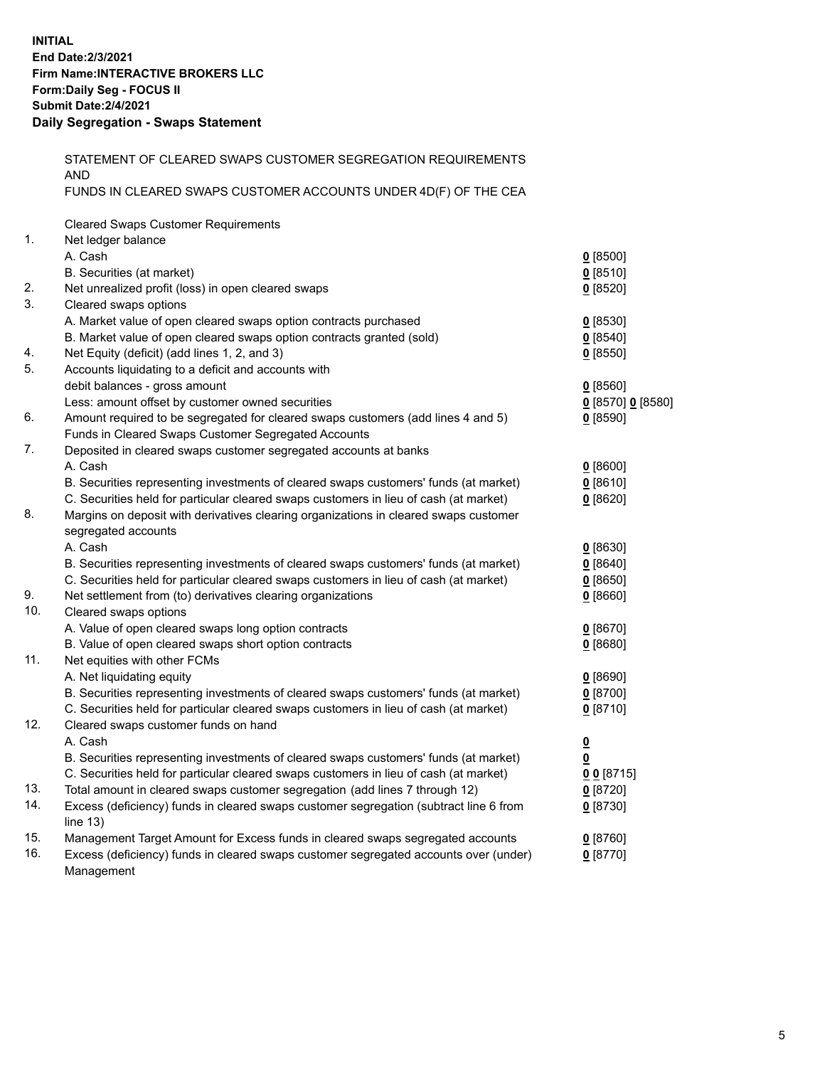**INITIAL**
**End Date:2/3/2021**
**Firm Name:INTERACTIVE BROKERS LLC**
**Form:Daily Seg - FOCUS II**
**Submit Date:2/4/2021**
**Daily Segregation - Swaps Statement**

STATEMENT OF CLEARED SWAPS CUSTOMER SEGREGATION REQUIREMENTS AND FUNDS IN CLEARED SWAPS CUSTOMER ACCOUNTS UNDER 4D(F) OF THE CEA

| | | |
|---|---|---|
| | Cleared Swaps Customer Requirements | |
| 1. | Net ledger balance | |
| | A. Cash | 0 [8500] |
| | B. Securities (at market) | 0 [8510] |
| 2. | Net unrealized profit (loss) in open cleared swaps | 0 [8520] |
| 3. | Cleared swaps options | |
| | A. Market value of open cleared swaps option contracts purchased | 0 [8530] |
| | B. Market value of open cleared swaps option contracts granted (sold) | 0 [8540] |
| 4. | Net Equity (deficit) (add lines 1, 2, and 3) | 0 [8550] |
| 5. | Accounts liquidating to a deficit and accounts with debit balances - gross amount | 0 [8560] |
| | Less: amount offset by customer owned securities | 0 [8570] 0 [8580] |
| 6. | Amount required to be segregated for cleared swaps customers (add lines 4 and 5) | 0 [8590] |
| | Funds in Cleared Swaps Customer Segregated Accounts | |
| 7. | Deposited in cleared swaps customer segregated accounts at banks | |
| | A. Cash | 0 [8600] |
| | B. Securities representing investments of cleared swaps customers' funds (at market) | 0 [8610] |
| | C. Securities held for particular cleared swaps customers in lieu of cash (at market) | 0 [8620] |
| 8. | Margins on deposit with derivatives clearing organizations in cleared swaps customer segregated accounts | |
| | A. Cash | 0 [8630] |
| | B. Securities representing investments of cleared swaps customers' funds (at market) | 0 [8640] |
| | C. Securities held for particular cleared swaps customers in lieu of cash (at market) | 0 [8650] |
| 9. | Net settlement from (to) derivatives clearing organizations | 0 [8660] |
| 10. | Cleared swaps options | |
| | A. Value of open cleared swaps long option contracts | 0 [8670] |
| | B. Value of open cleared swaps short option contracts | 0 [8680] |
| 11. | Net equities with other FCMs | |
| | A. Net liquidating equity | 0 [8690] |
| | B. Securities representing investments of cleared swaps customers' funds (at market) | 0 [8700] |
| | C. Securities held for particular cleared swaps customers in lieu of cash (at market) | 0 [8710] |
| 12. | Cleared swaps customer funds on hand | |
| | A. Cash | 0 |
| | B. Securities representing investments of cleared swaps customers' funds (at market) | 0 |
| | C. Securities held for particular cleared swaps customers in lieu of cash (at market) | 0 0 [8715] |
| 13. | Total amount in cleared swaps customer segregation (add lines 7 through 12) | 0 [8720] |
| 14. | Excess (deficiency) funds in cleared swaps customer segregation (subtract line 6 from line 13) | 0 [8730] |
| 15. | Management Target Amount for Excess funds in cleared swaps segregated accounts | 0 [8760] |
| 16. | Excess (deficiency) funds in cleared swaps customer segregated accounts over (under) Management | 0 [8770] |